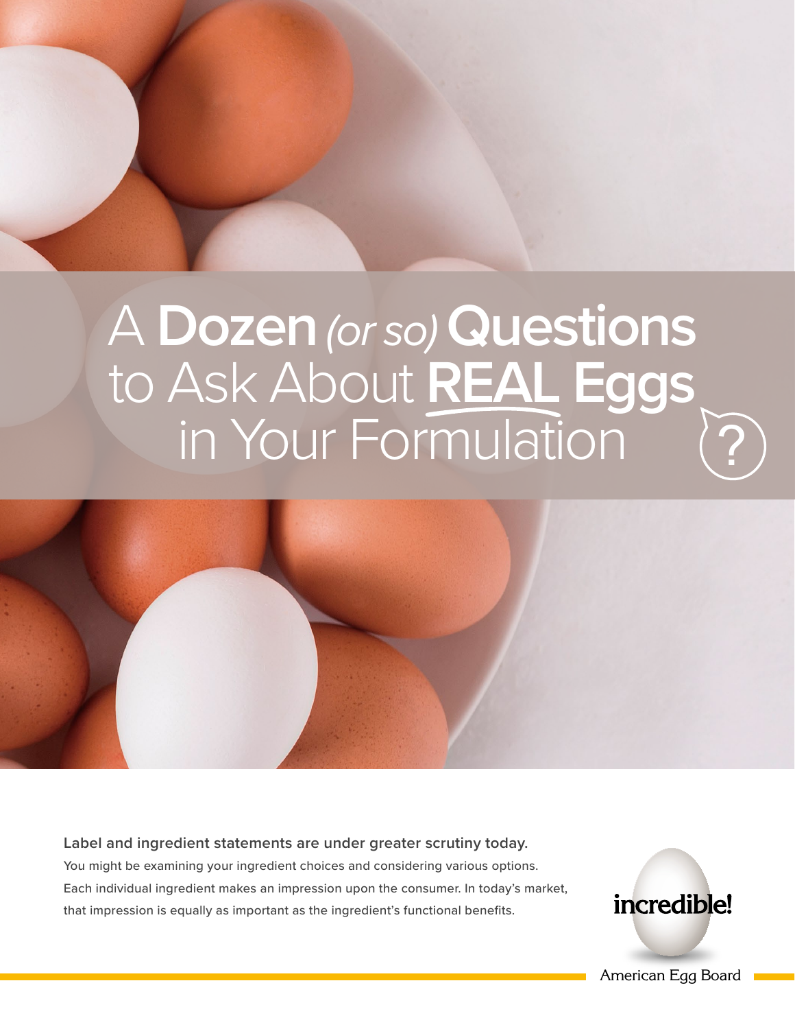# A **Dozen** *(or so)* **Questions** to Ask About **REAL Eggs** in Your Formulation

**Label and ingredient statements are under greater scrutiny today.**

You might be examining your ingredient choices and considering various options. Each individual ingredient makes an impression upon the consumer. In today's market, that impression is equally as important as the ingredient's functional benefits.

incredible!

American Egg Board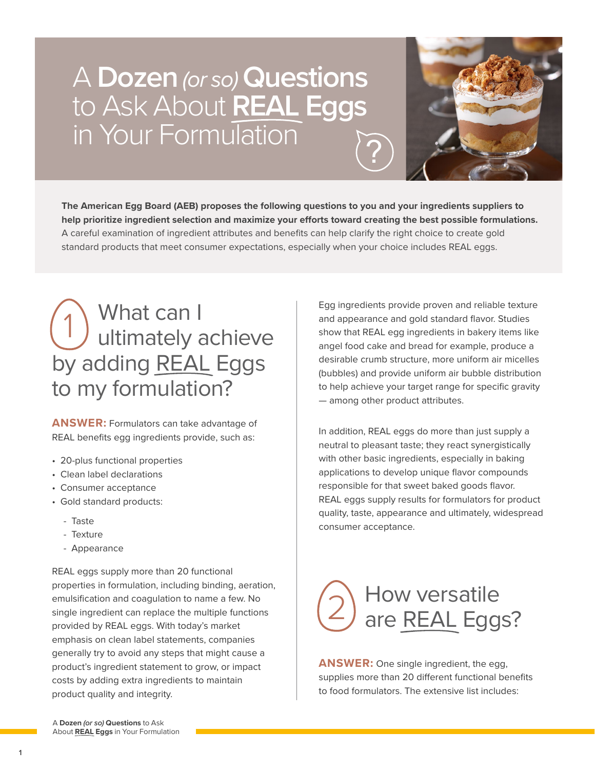# A **Dozen** *(or so)* **Questions** to Ask About **REAL Eggs** in Your Formulation

**The American Egg Board (AEB) proposes the following questions to you and your ingredients suppliers to help prioritize ingredient selection and maximize your efforts toward creating the best possible formulations.** A careful examination of ingredient attributes and benefits can help clarify the right choice to create gold standard products that meet consumer expectations, especially when your choice includes REAL eggs.

## 1 What can I ultimately achieve by adding REAL Eggs to my formulation?

**ANSWER:** Formulators can take advantage of REAL benefits egg ingredients provide, such as:

- 20-plus functional properties
- Clean label declarations
- Consumer acceptance
- Gold standard products:
  - Taste
  - Texture
  - Appearance

REAL eggs supply more than 20 functional properties in formulation, including binding, aeration, emulsification and coagulation to name a few. No single ingredient can replace the multiple functions provided by REAL eggs. With today's market emphasis on clean label statements, companies generally try to avoid any steps that might cause a product's ingredient statement to grow, or impact costs by adding extra ingredients to maintain product quality and integrity.

Egg ingredients provide proven and reliable texture and appearance and gold standard flavor. Studies show that REAL egg ingredients in bakery items like angel food cake and bread for example, produce a desirable crumb structure, more uniform air micelles (bubbles) and provide uniform air bubble distribution to help achieve your target range for specific gravity — among other product attributes.

In addition, REAL eggs do more than just supply a neutral to pleasant taste; they react synergistically with other basic ingredients, especially in baking applications to develop unique flavor compounds responsible for that sweet baked goods flavor. REAL eggs supply results for formulators for product quality, taste, appearance and ultimately, widespread consumer acceptance.

## 2 How versatile are REAL Eggs?

**ANSWER:** One single ingredient, the egg, supplies more than 20 different functional benefits to food formulators. The extensive list includes: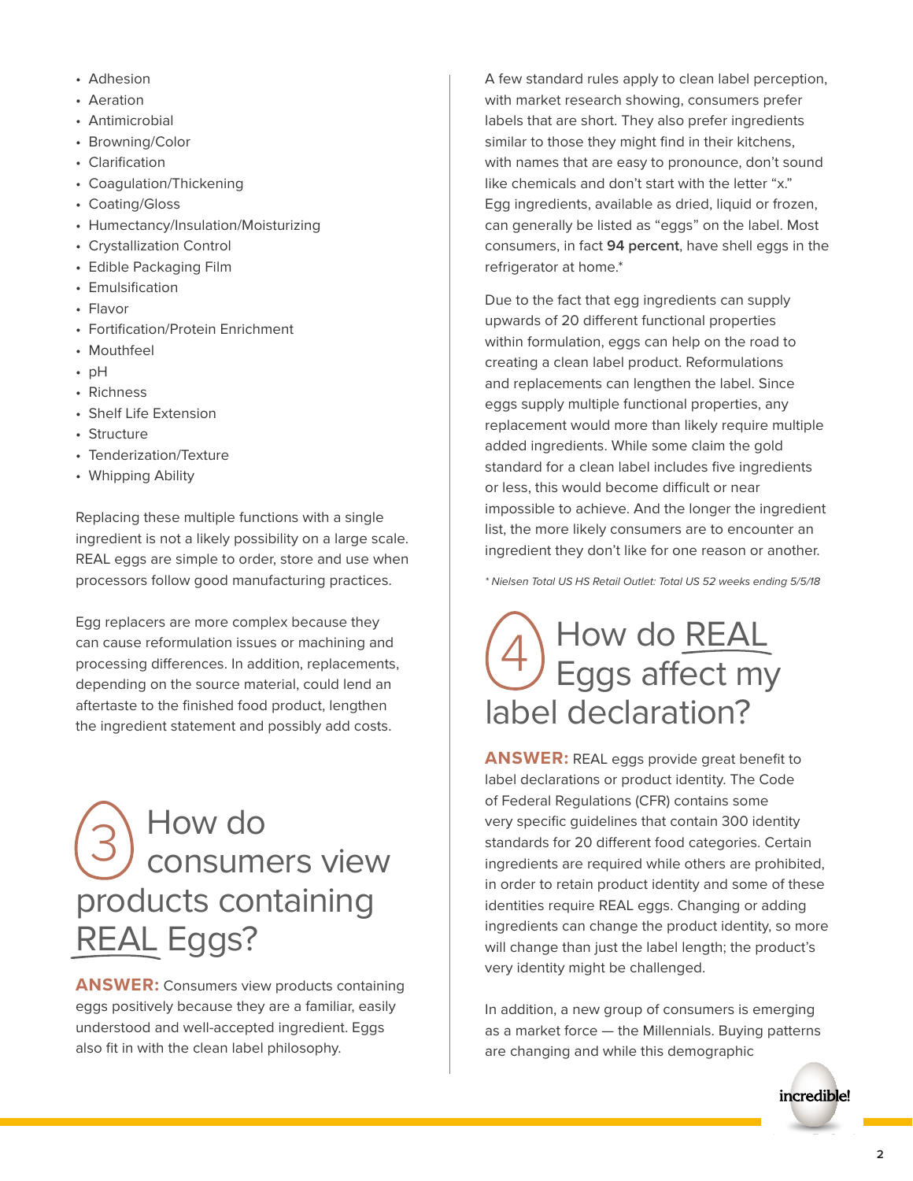- Adhesion
- Aeration
- Antimicrobial
- Browning/Color
- Clarification
- Coagulation/Thickening
- Coating/Gloss
- Humectancy/Insulation/Moisturizing
- Crystallization Control
- Edible Packaging Film
- Emulsification
- Flavor
- Fortification/Protein Enrichment
- Mouthfeel
- pH
- Richness
- Shelf Life Extension
- Structure
- Tenderization/Texture
- Whipping Ability

Replacing these multiple functions with a single ingredient is not a likely possibility on a large scale. REAL eggs are simple to order, store and use when processors follow good manufacturing practices.

Egg replacers are more complex because they can cause reformulation issues or machining and processing differences. In addition, replacements, depending on the source material, could lend an aftertaste to the finished food product, lengthen the ingredient statement and possibly add costs.

## 3 How do consumers view products containing REAL Eggs?

**ANSWER:** Consumers view products containing eggs positively because they are a familiar, easily understood and well-accepted ingredient. Eggs also fit in with the clean label philosophy.

A few standard rules apply to clean label perception, with market research showing, consumers prefer labels that are short. They also prefer ingredients similar to those they might find in their kitchens, with names that are easy to pronounce, don't sound like chemicals and don't start with the letter "x." Egg ingredients, available as dried, liquid or frozen, can generally be listed as "eggs" on the label. Most consumers, in fact **94 percent**, have shell eggs in the refrigerator at home.*

Due to the fact that egg ingredients can supply upwards of 20 different functional properties within formulation, eggs can help on the road to creating a clean label product. Reformulations and replacements can lengthen the label. Since eggs supply multiple functional properties, any replacement would more than likely require multiple added ingredients. While some claim the gold standard for a clean label includes five ingredients or less, this would become difficult or near impossible to achieve. And the longer the ingredient list, the more likely consumers are to encounter an ingredient they don't like for one reason or another.

*\* Nielsen Total US HS Retail Outlet: Total US 52 weeks ending 5/5/18*

## 4 How do REAL Eggs affect my label declaration?

**ANSWER:** REAL eggs provide great benefit to label declarations or product identity. The Code of Federal Regulations (CFR) contains some very specific guidelines that contain 300 identity standards for 20 different food categories. Certain ingredients are required while others are prohibited, in order to retain product identity and some of these identities require REAL eggs. Changing or adding ingredients can change the product identity, so more will change than just the label length; the product's very identity might be challenged.

In addition, a new group of consumers is emerging as a market force — the Millennials. Buying patterns are changing and while this demographic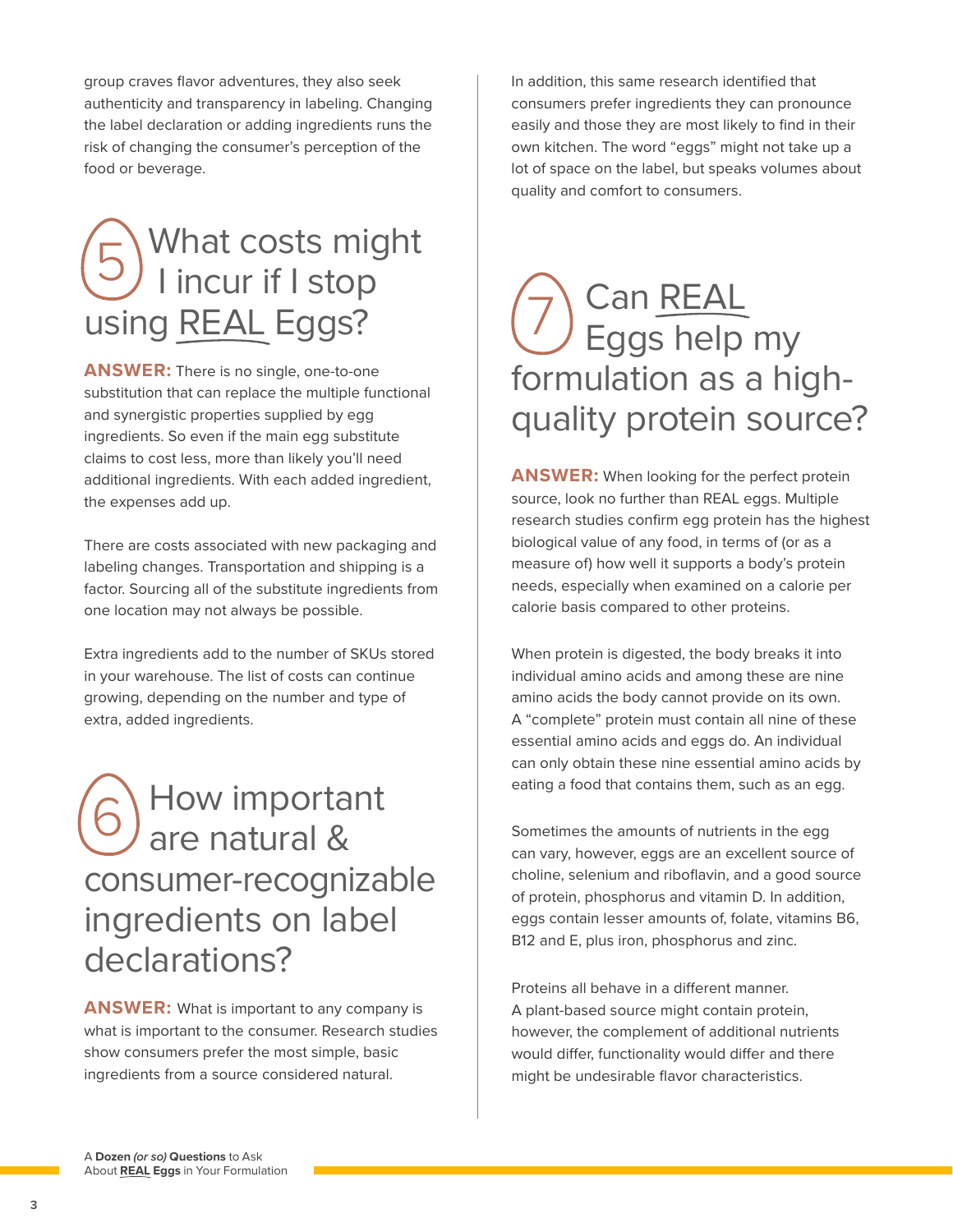group craves flavor adventures, they also seek authenticity and transparency in labeling. Changing the label declaration or adding ingredients runs the risk of changing the consumer's perception of the food or beverage.

## 5 What costs might I incur if I stop using REAL Eggs?

**ANSWER:** There is no single, one-to-one substitution that can replace the multiple functional and synergistic properties supplied by egg ingredients. So even if the main egg substitute claims to cost less, more than likely you'll need additional ingredients. With each added ingredient, the expenses add up.

There are costs associated with new packaging and labeling changes. Transportation and shipping is a factor. Sourcing all of the substitute ingredients from one location may not always be possible.

Extra ingredients add to the number of SKUs stored in your warehouse. The list of costs can continue growing, depending on the number and type of extra, added ingredients.

## 6 How important are natural & consumer-recognizable ingredients on label declarations?

**ANSWER:** What is important to any company is what is important to the consumer. Research studies show consumers prefer the most simple, basic ingredients from a source considered natural.

In addition, this same research identified that consumers prefer ingredients they can pronounce easily and those they are most likely to find in their own kitchen. The word "eggs" might not take up a lot of space on the label, but speaks volumes about quality and comfort to consumers.

## 7 Can REAL Eggs help my formulation as a high-quality protein source?

**ANSWER:** When looking for the perfect protein source, look no further than REAL eggs. Multiple research studies confirm egg protein has the highest biological value of any food, in terms of (or as a measure of) how well it supports a body's protein needs, especially when examined on a calorie per calorie basis compared to other proteins.

When protein is digested, the body breaks it into individual amino acids and among these are nine amino acids the body cannot provide on its own. A "complete" protein must contain all nine of these essential amino acids and eggs do. An individual can only obtain these nine essential amino acids by eating a food that contains them, such as an egg.

Sometimes the amounts of nutrients in the egg can vary, however, eggs are an excellent source of choline, selenium and riboflavin, and a good source of protein, phosphorus and vitamin D. In addition, eggs contain lesser amounts of, folate, vitamins B6, B12 and E, plus iron, phosphorus and zinc.

Proteins all behave in a different manner. A plant-based source might contain protein, however, the complement of additional nutrients would differ, functionality would differ and there might be undesirable flavor characteristics.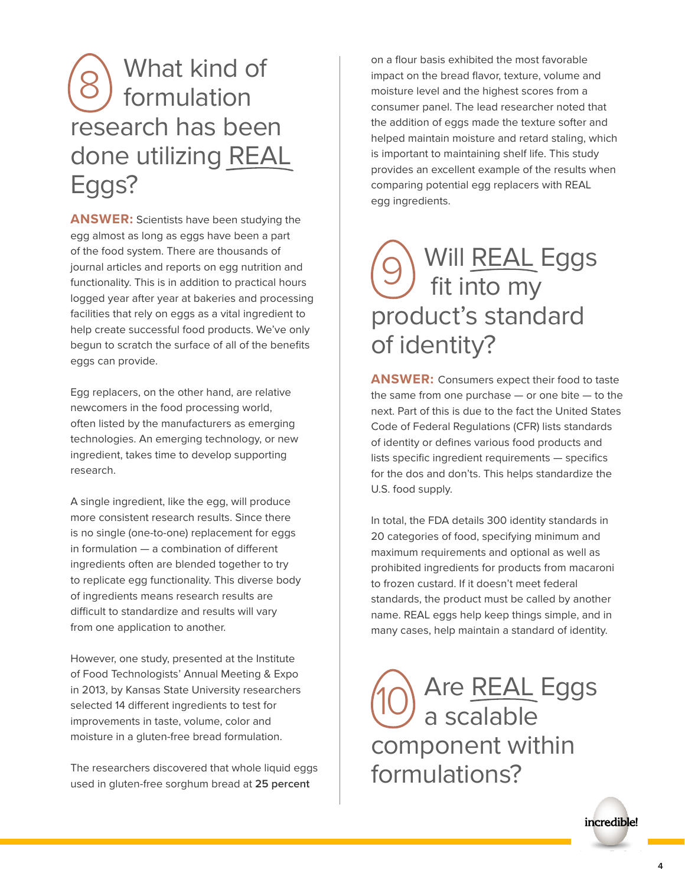## 8 What kind of formulation research has been done utilizing REAL Eggs?

**ANSWER:** Scientists have been studying the egg almost as long as eggs have been a part of the food system. There are thousands of journal articles and reports on egg nutrition and functionality. This is in addition to practical hours logged year after year at bakeries and processing facilities that rely on eggs as a vital ingredient to help create successful food products. We've only begun to scratch the surface of all of the benefits eggs can provide.

Egg replacers, on the other hand, are relative newcomers in the food processing world, often listed by the manufacturers as emerging technologies. An emerging technology, or new ingredient, takes time to develop supporting research.

A single ingredient, like the egg, will produce more consistent research results. Since there is no single (one-to-one) replacement for eggs in formulation — a combination of different ingredients often are blended together to try to replicate egg functionality. This diverse body of ingredients means research results are difficult to standardize and results will vary from one application to another.

However, one study, presented at the Institute of Food Technologists' Annual Meeting & Expo in 2013, by Kansas State University researchers selected 14 different ingredients to test for improvements in taste, volume, color and moisture in a gluten-free bread formulation.

The researchers discovered that whole liquid eggs used in gluten-free sorghum bread at **25 percent** on a flour basis exhibited the most favorable impact on the bread flavor, texture, volume and moisture level and the highest scores from a consumer panel. The lead researcher noted that the addition of eggs made the texture softer and helped maintain moisture and retard staling, which is important to maintaining shelf life. This study provides an excellent example of the results when comparing potential egg replacers with REAL egg ingredients.

## 9 Will REAL Eggs fit into my product's standard of identity?

**ANSWER:** Consumers expect their food to taste the same from one purchase — or one bite — to the next. Part of this is due to the fact the United States Code of Federal Regulations (CFR) lists standards of identity or defines various food products and lists specific ingredient requirements — specifics for the dos and don'ts. This helps standardize the U.S. food supply.

In total, the FDA details 300 identity standards in 20 categories of food, specifying minimum and maximum requirements and optional as well as prohibited ingredients for products from macaroni to frozen custard. If it doesn't meet federal standards, the product must be called by another name. REAL eggs help keep things simple, and in many cases, help maintain a standard of identity.

## 10 Are REAL Eggs a scalable component within formulations?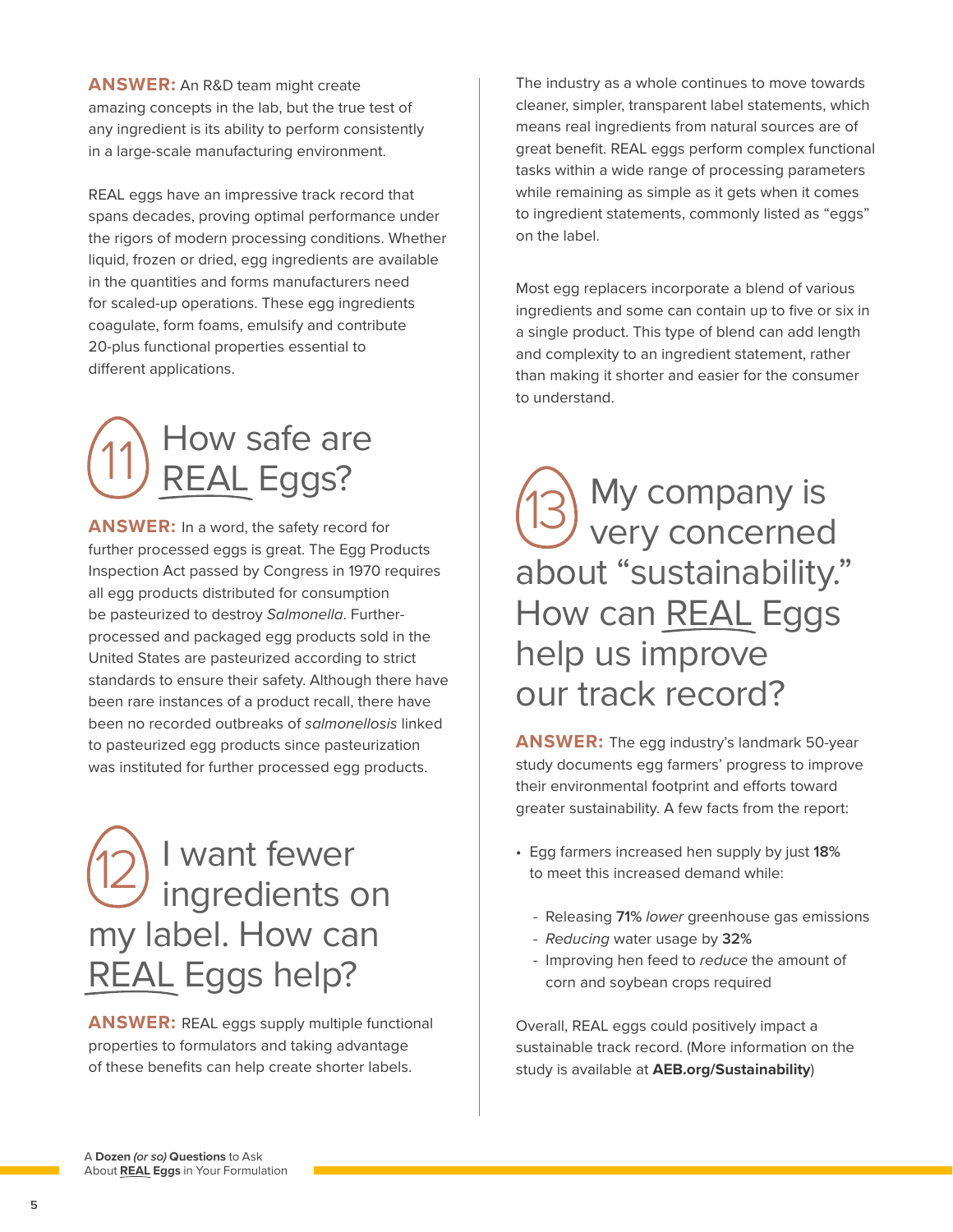**ANSWER:** An R&D team might create amazing concepts in the lab, but the true test of any ingredient is its ability to perform consistently in a large-scale manufacturing environment.

REAL eggs have an impressive track record that spans decades, proving optimal performance under the rigors of modern processing conditions. Whether liquid, frozen or dried, egg ingredients are available in the quantities and forms manufacturers need for scaled-up operations. These egg ingredients coagulate, form foams, emulsify and contribute 20-plus functional properties essential to different applications.

## 11 How safe are REAL Eggs?

**ANSWER:** In a word, the safety record for further processed eggs is great. The Egg Products Inspection Act passed by Congress in 1970 requires all egg products distributed for consumption be pasteurized to destroy *Salmonella*. Further-processed and packaged egg products sold in the United States are pasteurized according to strict standards to ensure their safety. Although there have been rare instances of a product recall, there have been no recorded outbreaks of *salmonellosis* linked to pasteurized egg products since pasteurization was instituted for further processed egg products.

## 12 I want fewer ingredients on my label. How can REAL Eggs help?

**ANSWER:** REAL eggs supply multiple functional properties to formulators and taking advantage of these benefits can help create shorter labels.

The industry as a whole continues to move towards cleaner, simpler, transparent label statements, which means real ingredients from natural sources are of great benefit. REAL eggs perform complex functional tasks within a wide range of processing parameters while remaining as simple as it gets when it comes to ingredient statements, commonly listed as "eggs" on the label.

Most egg replacers incorporate a blend of various ingredients and some can contain up to five or six in a single product. This type of blend can add length and complexity to an ingredient statement, rather than making it shorter and easier for the consumer to understand.

## 13 My company is very concerned about "sustainability." How can REAL Eggs help us improve our track record?

**ANSWER:** The egg industry's landmark 50-year study documents egg farmers' progress to improve their environmental footprint and efforts toward greater sustainability. A few facts from the report:

- Egg farmers increased hen supply by just **18%** to meet this increased demand while:
  - Releasing **71%** *lower* greenhouse gas emissions
  - *Reducing* water usage by **32%**
  - Improving hen feed to *reduce* the amount of corn and soybean crops required

Overall, REAL eggs could positively impact a sustainable track record. (More information on the study is available at **AEB.org/Sustainability**)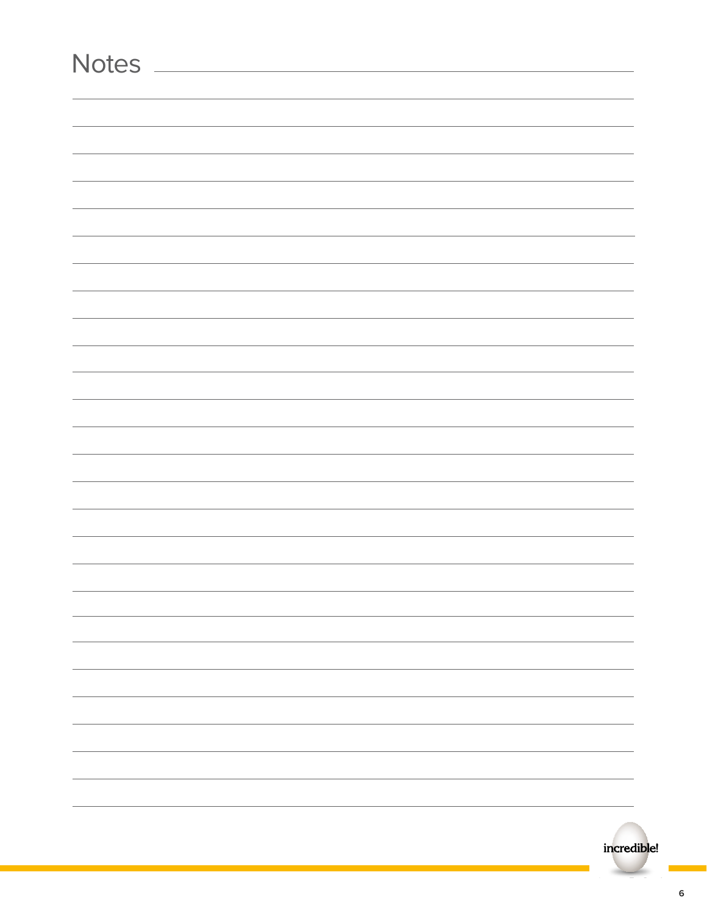# Notes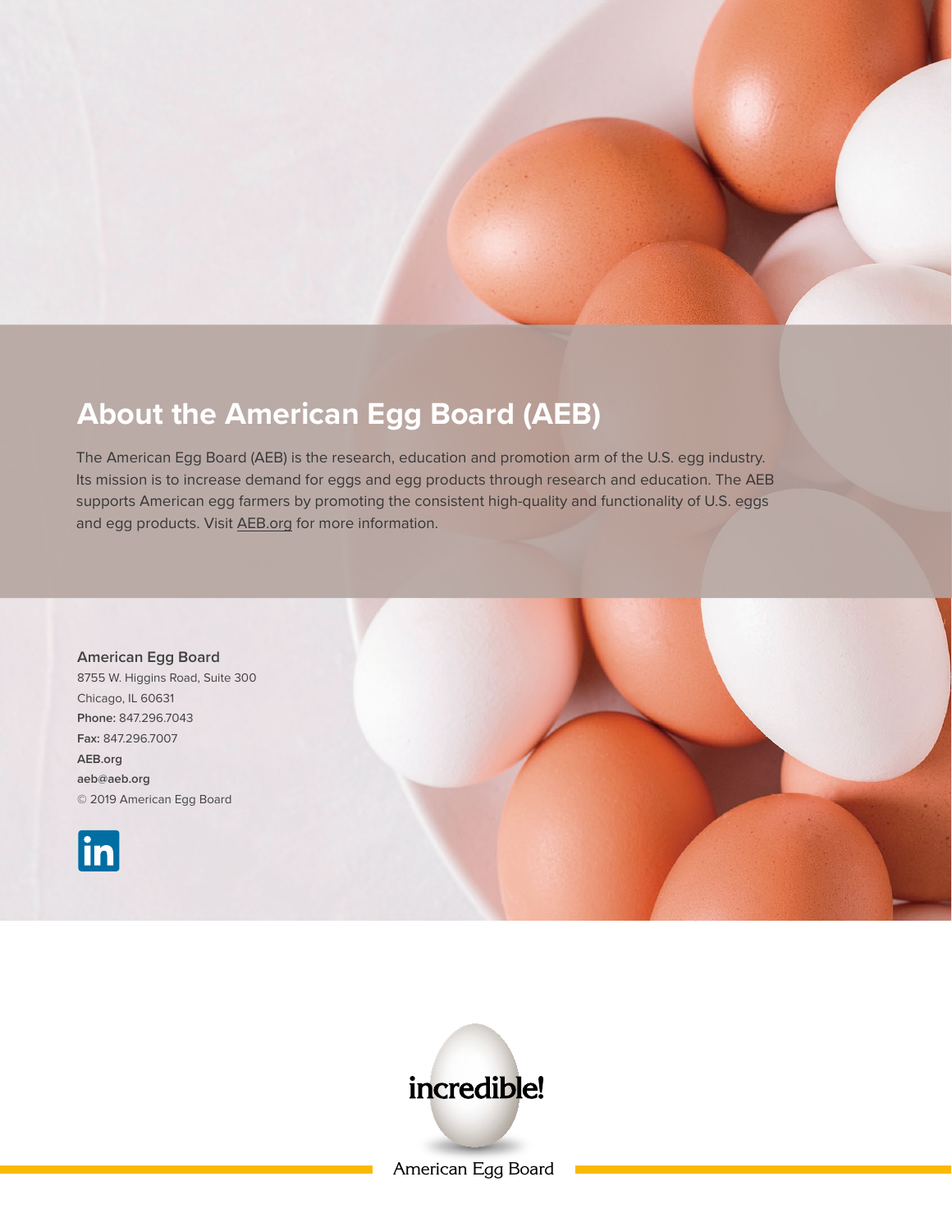## About the American Egg Board (AEB)

The American Egg Board (AEB) is the research, education and promotion arm of the U.S. egg industry. Its mission is to increase demand for eggs and egg products through research and education. The AEB supports American egg farmers by promoting the consistent high-quality and functionality of U.S. eggs and egg products. Visit AEB.org for more information.

**American Egg Board**
8755 W. Higgins Road, Suite 300
Chicago, IL 60631
**Phone:** 847.296.7043
**Fax:** 847.296.7007
**AEB.org**
**aeb@aeb.org**
© 2019 American Egg Board

incredible!

American Egg Board